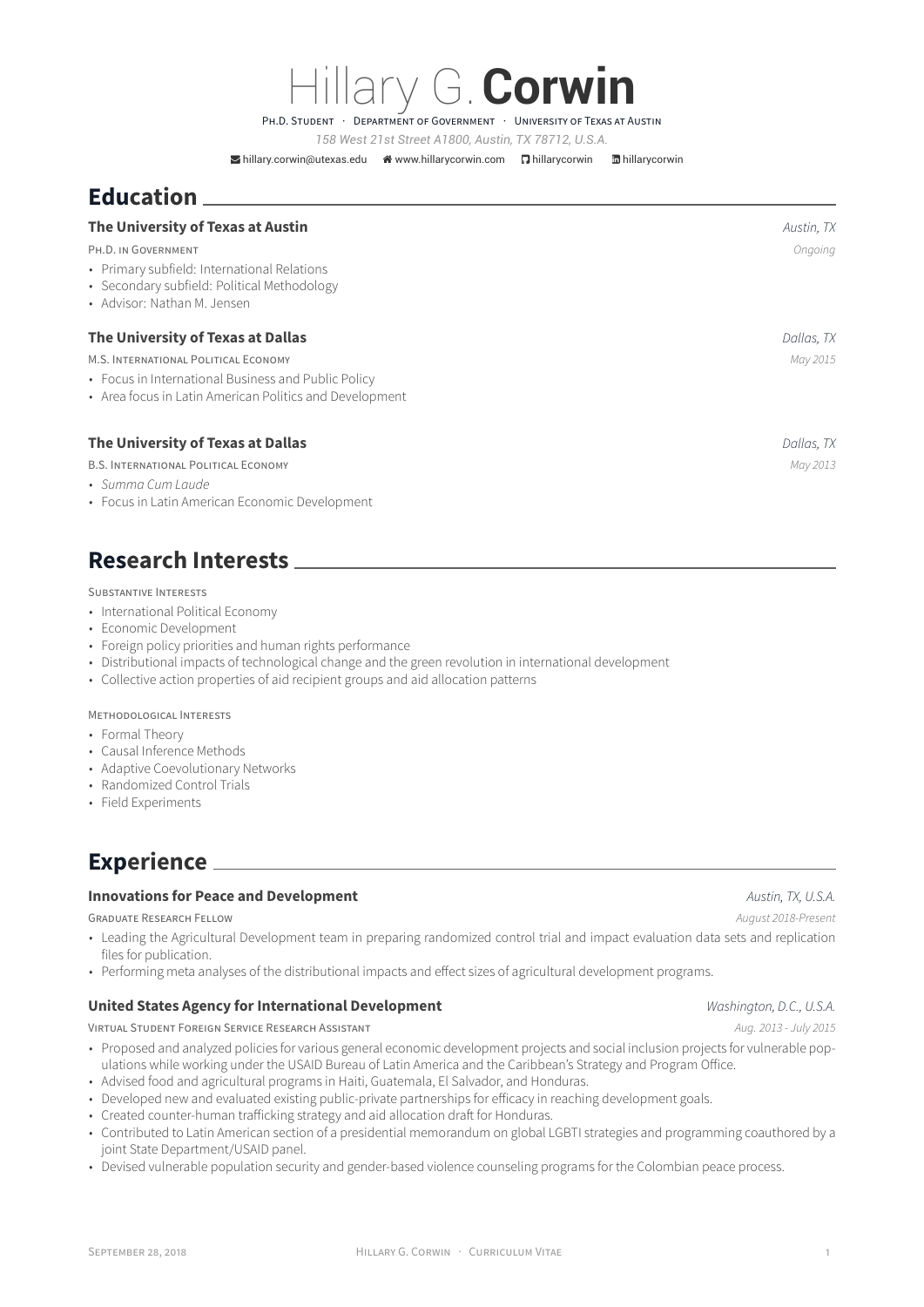# Hillary G. **Corwin**

Ph.D. Student · Department of Government · University of Texas at Austin

*158 West 21st Street A1800, Austin, TX 78712, U.S.A.*

hillary.corwin@utexas.edu · www.hillarycorwin.com · hillarycorwin · hillarycorwin

## Education

**The University of Texas at Austin** — *Austin, TX*

Ph.D. in Government — *Ongoing*

- Primary subfield: International Relations
- Secondary subfield: Political Methodology
- Advisor: Nathan M. Jensen

**The University of Texas at Dallas** — *Dallas, TX*

M.S. International Political Economy — *May 2015*

- Focus in International Business and Public Policy
- Area focus in Latin American Politics and Development

**The University of Texas at Dallas** — *Dallas, TX*

B.S. International Political Economy — *May 2013*

- *Summa Cum Laude*
- Focus in Latin American Economic Development

## Research Interests

Substantive Interests

- International Political Economy
- Economic Development
- Foreign policy priorities and human rights performance
- Distributional impacts of technological change and the green revolution in international development
- Collective action properties of aid recipient groups and aid allocation patterns

Methodological Interests

- Formal Theory
- Causal Inference Methods
- Adaptive Coevolutionary Networks
- Randomized Control Trials
- Field Experiments

## Experience

**Innovations for Peace and Development** — *Austin, TX, U.S.A.*

Graduate Research Fellow — *August 2018-Present*

- Leading the Agricultural Development team in preparing randomized control trial and impact evaluation data sets and replication files for publication.
- Performing meta analyses of the distributional impacts and effect sizes of agricultural development programs.

**United States Agency for International Development** — *Washington, D.C., U.S.A.*

Virtual Student Foreign Service Research Assistant — *Aug. 2013 - July 2015*

- Proposed and analyzed policies for various general economic development projects and social inclusion projects for vulnerable populations while working under the USAID Bureau of Latin America and the Caribbean's Strategy and Program Office.
- Advised food and agricultural programs in Haiti, Guatemala, El Salvador, and Honduras.
- Developed new and evaluated existing public-private partnerships for efficacy in reaching development goals.
- Created counter-human trafficking strategy and aid allocation draft for Honduras.
- Contributed to Latin American section of a presidential memorandum on global LGBTI strategies and programming coauthored by a joint State Department/USAID panel.
- Devised vulnerable population security and gender-based violence counseling programs for the Colombian peace process.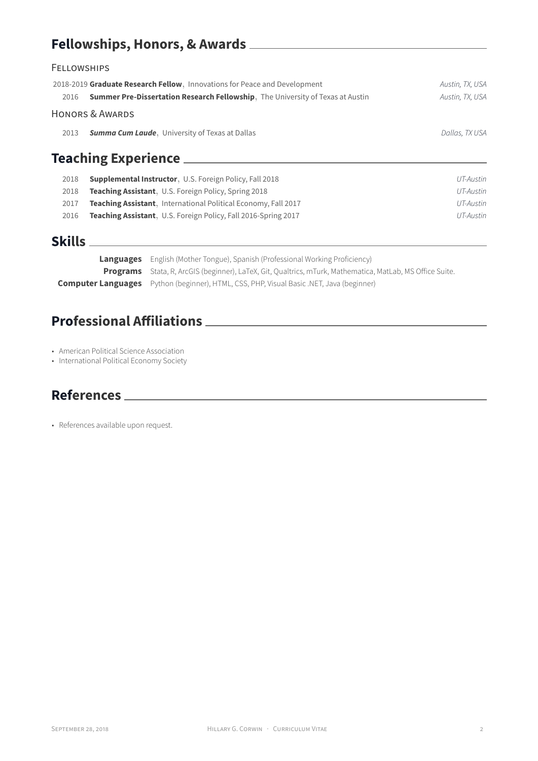## Fellowships, Honors, & Awards

### Fellowships

2018-2019 **Graduate Research Fellow**, Innovations for Peace and Development — *Austin, TX, USA*

2016 **Summer Pre-Dissertation Research Fellowship**, The University of Texas at Austin — *Austin, TX, USA*

### Honors & Awards

2013 ***Summa Cum Laude***, University of Texas at Dallas — *Dallas, TX USA*

## Teaching Experience

2018 **Supplemental Instructor**, U.S. Foreign Policy, Fall 2018 — *UT-Austin*

2018 **Teaching Assistant**, U.S. Foreign Policy, Spring 2018 — *UT-Austin*

2017 **Teaching Assistant**, International Political Economy, Fall 2017 — *UT-Austin*

2016 **Teaching Assistant**, U.S. Foreign Policy, Fall 2016-Spring 2017 — *UT-Austin*

## Skills

**Languages** English (Mother Tongue), Spanish (Professional Working Proficiency)

**Programs** Stata, R, ArcGIS (beginner), LaTeX, Git, Qualtrics, mTurk, Mathematica, MatLab, MS Office Suite.

**Computer Languages** Python (beginner), HTML, CSS, PHP, Visual Basic .NET, Java (beginner)

## Professional Affiliations

- American Political Science Association
- International Political Economy Society

## References

- References available upon request.